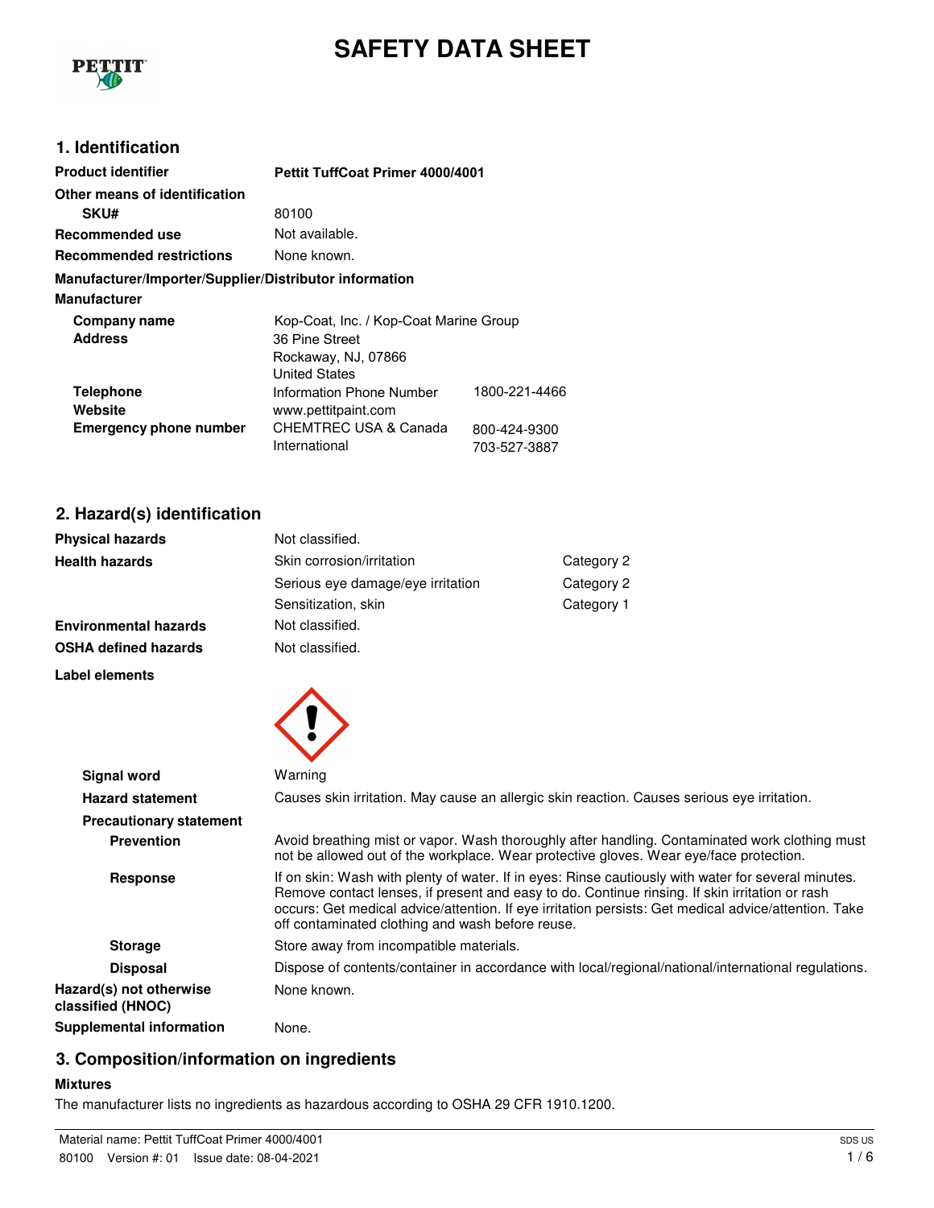# SAFETY DATA SHEET

## 1. Identification

| | | |
|---|---|---|
| **Product identifier** | **Pettit TuffCoat Primer 4000/4001** | |
| **Other means of identification** | | |
| **SKU#** | 80100 | |
| **Recommended use** | Not available. | |
| **Recommended restrictions** | None known. | |

**Manufacturer/Importer/Supplier/Distributor information**

**Manufacturer**

| | | |
|---|---|---|
| **Company name** | Kop-Coat, Inc. / Kop-Coat Marine Group | |
| **Address** | 36 Pine Street<br>Rockaway, NJ, 07866<br>United States | |
| **Telephone** | Information Phone Number | 1800-221-4466 |
| **Website** | www.pettitpaint.com | |
| **Emergency phone number** | CHEMTREC USA & Canada | 800-424-9300 |
| | International | 703-527-3887 |

## 2. Hazard(s) identification

| | | |
|---|---|---|
| **Physical hazards** | Not classified. | |
| **Health hazards** | Skin corrosion/irritation | Category 2 |
| | Serious eye damage/eye irritation | Category 2 |
| | Sensitization, skin | Category 1 |
| **Environmental hazards** | Not classified. | |
| **OSHA defined hazards** | Not classified. | |

**Label elements**

**Signal word** Warning

**Hazard statement** Causes skin irritation. May cause an allergic skin reaction. Causes serious eye irritation.

**Precautionary statement**

**Prevention** Avoid breathing mist or vapor. Wash thoroughly after handling. Contaminated work clothing must not be allowed out of the workplace. Wear protective gloves. Wear eye/face protection.

**Response** If on skin: Wash with plenty of water. If in eyes: Rinse cautiously with water for several minutes. Remove contact lenses, if present and easy to do. Continue rinsing. If skin irritation or rash occurs: Get medical advice/attention. If eye irritation persists: Get medical advice/attention. Take off contaminated clothing and wash before reuse.

**Storage** Store away from incompatible materials.

**Disposal** Dispose of contents/container in accordance with local/regional/national/international regulations.

**Hazard(s) not otherwise classified (HNOC)** None known.

**Supplemental information** None.

## 3. Composition/information on ingredients

**Mixtures**

The manufacturer lists no ingredients as hazardous according to OSHA 29 CFR 1910.1200.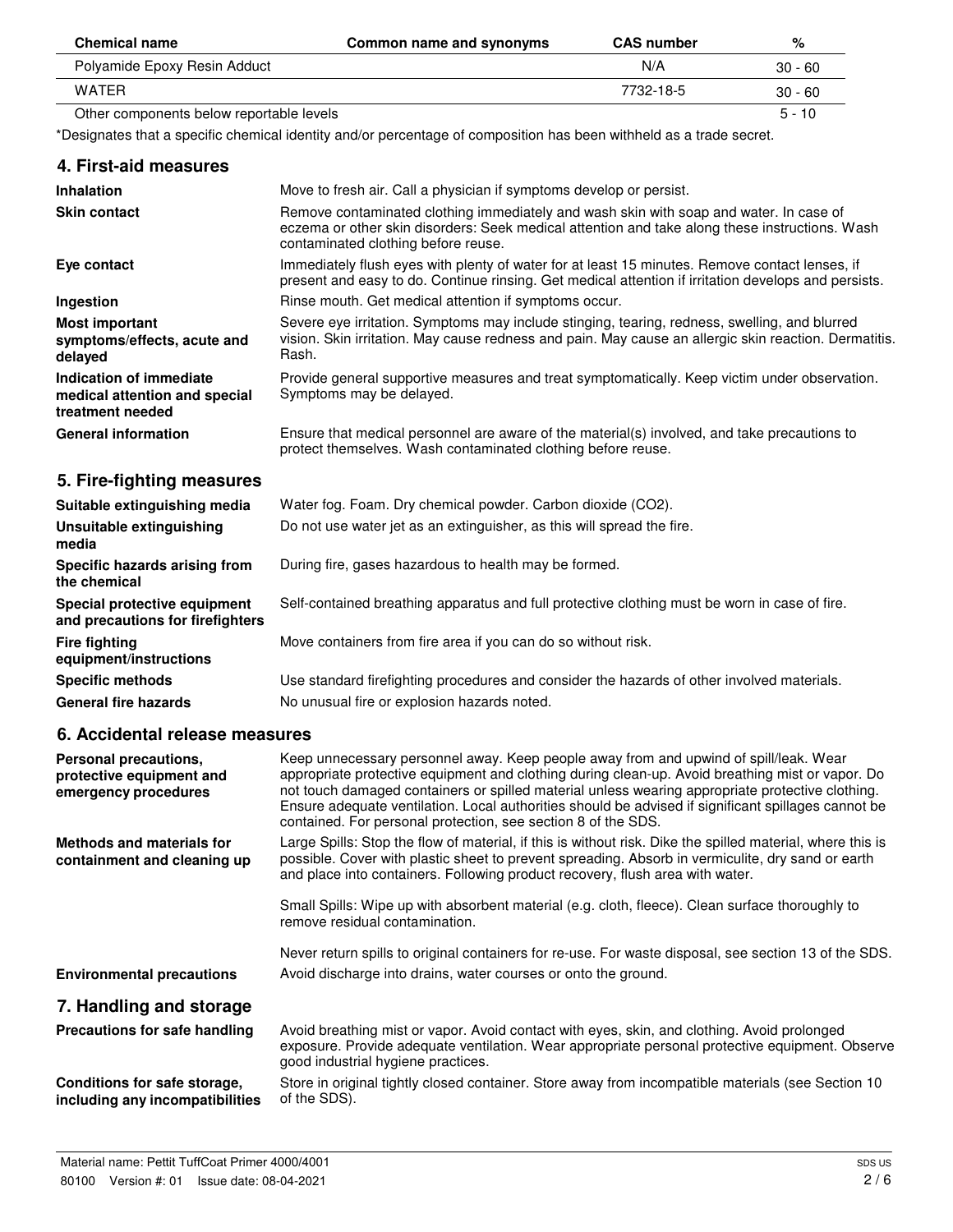| Chemical name | Common name and synonyms | CAS number | % |
|---|---|---|---|
| Polyamide Epoxy Resin Adduct | | N/A | 30 - 60 |
| WATER | | 7732-18-5 | 30 - 60 |
| Other components below reportable levels | | | 5 - 10 |

*Designates that a specific chemical identity and/or percentage of composition has been withheld as a trade secret.

## 4. First-aid measures

| | |
|---|---|
| **Inhalation** | Move to fresh air. Call a physician if symptoms develop or persist. |
| **Skin contact** | Remove contaminated clothing immediately and wash skin with soap and water. In case of eczema or other skin disorders: Seek medical attention and take along these instructions. Wash contaminated clothing before reuse. |
| **Eye contact** | Immediately flush eyes with plenty of water for at least 15 minutes. Remove contact lenses, if present and easy to do. Continue rinsing. Get medical attention if irritation develops and persists. |
| **Ingestion** | Rinse mouth. Get medical attention if symptoms occur. |
| **Most important symptoms/effects, acute and delayed** | Severe eye irritation. Symptoms may include stinging, tearing, redness, swelling, and blurred vision. Skin irritation. May cause redness and pain. May cause an allergic skin reaction. Dermatitis. Rash. |
| **Indication of immediate medical attention and special treatment needed** | Provide general supportive measures and treat symptomatically. Keep victim under observation. Symptoms may be delayed. |
| **General information** | Ensure that medical personnel are aware of the material(s) involved, and take precautions to protect themselves. Wash contaminated clothing before reuse. |

## 5. Fire-fighting measures

| | |
|---|---|
| **Suitable extinguishing media** | Water fog. Foam. Dry chemical powder. Carbon dioxide ($CO_2$). |
| **Unsuitable extinguishing media** | Do not use water jet as an extinguisher, as this will spread the fire. |
| **Specific hazards arising from the chemical** | During fire, gases hazardous to health may be formed. |
| **Special protective equipment and precautions for firefighters** | Self-contained breathing apparatus and full protective clothing must be worn in case of fire. |
| **Fire fighting equipment/instructions** | Move containers from fire area if you can do so without risk. |
| **Specific methods** | Use standard firefighting procedures and consider the hazards of other involved materials. |
| **General fire hazards** | No unusual fire or explosion hazards noted. |

## 6. Accidental release measures

**Personal precautions, protective equipment and emergency procedures**

Keep unnecessary personnel away. Keep people away from and upwind of spill/leak. Wear appropriate protective equipment and clothing during clean-up. Avoid breathing mist or vapor. Do not touch damaged containers or spilled material unless wearing appropriate protective clothing. Ensure adequate ventilation. Local authorities should be advised if significant spillages cannot be contained. For personal protection, see section 8 of the SDS.

**Methods and materials for containment and cleaning up**

Large Spills: Stop the flow of material, if this is without risk. Dike the spilled material, where this is possible. Cover with plastic sheet to prevent spreading. Absorb in vermiculite, dry sand or earth and place into containers. Following product recovery, flush area with water.

Small Spills: Wipe up with absorbent material (e.g. cloth, fleece). Clean surface thoroughly to remove residual contamination.

Never return spills to original containers for re-use. For waste disposal, see section 13 of the SDS.

**Environmental precautions**

Avoid discharge into drains, water courses or onto the ground.

## 7. Handling and storage

**Precautions for safe handling**

Avoid breathing mist or vapor. Avoid contact with eyes, skin, and clothing. Avoid prolonged exposure. Provide adequate ventilation. Wear appropriate personal protective equipment. Observe good industrial hygiene practices.

**Conditions for safe storage, including any incompatibilities**

Store in original tightly closed container. Store away from incompatible materials (see Section 10 of the SDS).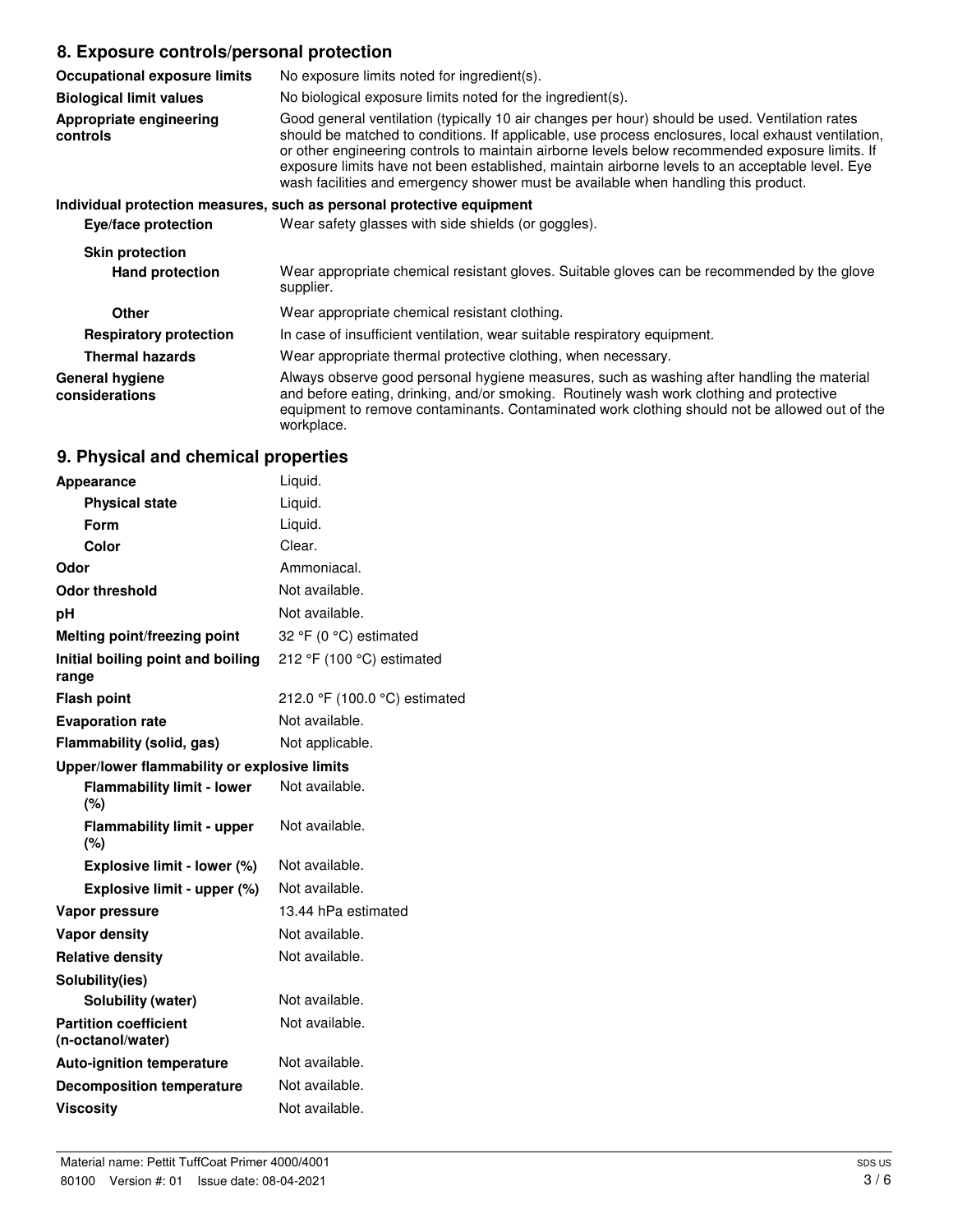## 8. Exposure controls/personal protection

| | |
|---|---|
| **Occupational exposure limits** | No exposure limits noted for ingredient(s). |
| **Biological limit values** | No biological exposure limits noted for the ingredient(s). |
| **Appropriate engineering controls** | Good general ventilation (typically 10 air changes per hour) should be used. Ventilation rates should be matched to conditions. If applicable, use process enclosures, local exhaust ventilation, or other engineering controls to maintain airborne levels below recommended exposure limits. If exposure limits have not been established, maintain airborne levels to an acceptable level. Eye wash facilities and emergency shower must be available when handling this product. |

**Individual protection measures, such as personal protective equipment**

| | |
|---|---|
| **Eye/face protection** | Wear safety glasses with side shields (or goggles). |
| **Skin protection** | |
| **Hand protection** | Wear appropriate chemical resistant gloves. Suitable gloves can be recommended by the glove supplier. |
| **Other** | Wear appropriate chemical resistant clothing. |
| **Respiratory protection** | In case of insufficient ventilation, wear suitable respiratory equipment. |
| **Thermal hazards** | Wear appropriate thermal protective clothing, when necessary. |
| **General hygiene considerations** | Always observe good personal hygiene measures, such as washing after handling the material and before eating, drinking, and/or smoking. Routinely wash work clothing and protective equipment to remove contaminants. Contaminated work clothing should not be allowed out of the workplace. |

## 9. Physical and chemical properties

| | |
|---|---|
| **Appearance** | Liquid. |
| **Physical state** | Liquid. |
| **Form** | Liquid. |
| **Color** | Clear. |
| **Odor** | Ammoniacal. |
| **Odor threshold** | Not available. |
| **pH** | Not available. |
| **Melting point/freezing point** | 32 °F (0 °C) estimated |
| **Initial boiling point and boiling range** | 212 °F (100 °C) estimated |
| **Flash point** | 212.0 °F (100.0 °C) estimated |
| **Evaporation rate** | Not available. |
| **Flammability (solid, gas)** | Not applicable. |
| **Upper/lower flammability or explosive limits** | |
| **Flammability limit - lower (%)** | Not available. |
| **Flammability limit - upper (%)** | Not available. |
| **Explosive limit - lower (%)** | Not available. |
| **Explosive limit - upper (%)** | Not available. |
| **Vapor pressure** | 13.44 hPa estimated |
| **Vapor density** | Not available. |
| **Relative density** | Not available. |
| **Solubility(ies)** | |
| **Solubility (water)** | Not available. |
| **Partition coefficient (n-octanol/water)** | Not available. |
| **Auto-ignition temperature** | Not available. |
| **Decomposition temperature** | Not available. |
| **Viscosity** | Not available. |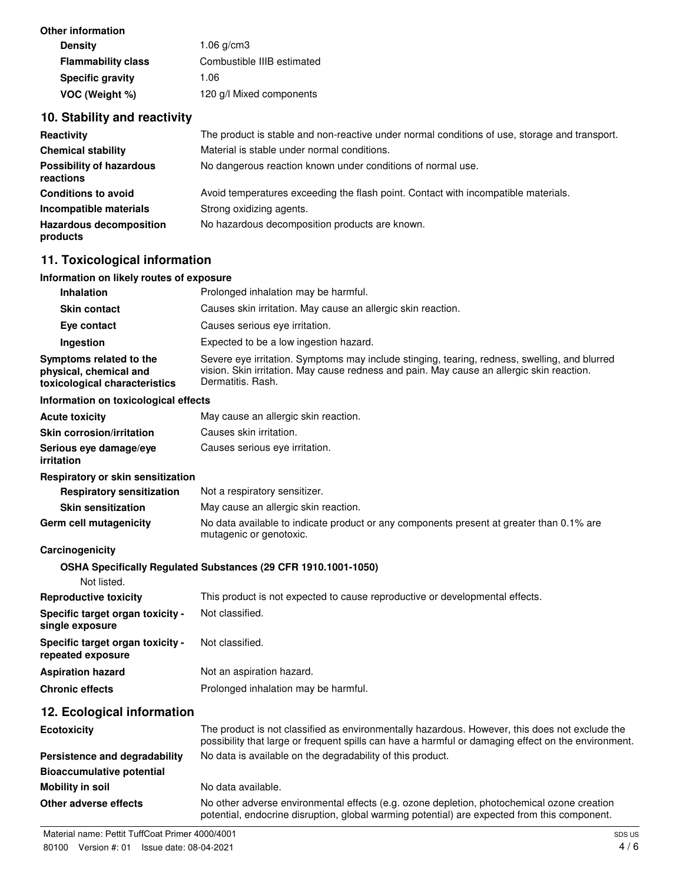**Other information**

| | |
|---|---|
| **Density** | 1.06 g/cm3 |
| **Flammability class** | Combustible IIIB estimated |
| **Specific gravity** | 1.06 |
| **VOC (Weight %)** | 120 g/l Mixed components |

## 10. Stability and reactivity

| | |
|---|---|
| **Reactivity** | The product is stable and non-reactive under normal conditions of use, storage and transport. |
| **Chemical stability** | Material is stable under normal conditions. |
| **Possibility of hazardous reactions** | No dangerous reaction known under conditions of normal use. |
| **Conditions to avoid** | Avoid temperatures exceeding the flash point. Contact with incompatible materials. |
| **Incompatible materials** | Strong oxidizing agents. |
| **Hazardous decomposition products** | No hazardous decomposition products are known. |

## 11. Toxicological information

**Information on likely routes of exposure**

| | |
|---|---|
| **Inhalation** | Prolonged inhalation may be harmful. |
| **Skin contact** | Causes skin irritation. May cause an allergic skin reaction. |
| **Eye contact** | Causes serious eye irritation. |
| **Ingestion** | Expected to be a low ingestion hazard. |
| **Symptoms related to the physical, chemical and toxicological characteristics** | Severe eye irritation. Symptoms may include stinging, tearing, redness, swelling, and blurred vision. Skin irritation. May cause redness and pain. May cause an allergic skin reaction. Dermatitis. Rash. |

**Information on toxicological effects**

| | |
|---|---|
| **Acute toxicity** | May cause an allergic skin reaction. |
| **Skin corrosion/irritation** | Causes skin irritation. |
| **Serious eye damage/eye irritation** | Causes serious eye irritation. |

**Respiratory or skin sensitization**

| | |
|---|---|
| **Respiratory sensitization** | Not a respiratory sensitizer. |
| **Skin sensitization** | May cause an allergic skin reaction. |
| **Germ cell mutagenicity** | No data available to indicate product or any components present at greater than 0.1% are mutagenic or genotoxic. |

**Carcinogenicity**

**OSHA Specifically Regulated Substances (29 CFR 1910.1001-1050)**

Not listed.

| | |
|---|---|
| **Reproductive toxicity** | This product is not expected to cause reproductive or developmental effects. |
| **Specific target organ toxicity - single exposure** | Not classified. |
| **Specific target organ toxicity - repeated exposure** | Not classified. |
| **Aspiration hazard** | Not an aspiration hazard. |
| **Chronic effects** | Prolonged inhalation may be harmful. |

## 12. Ecological information

| | |
|---|---|
| **Ecotoxicity** | The product is not classified as environmentally hazardous. However, this does not exclude the possibility that large or frequent spills can have a harmful or damaging effect on the environment. |
| **Persistence and degradability** | No data is available on the degradability of this product. |
| **Bioaccumulative potential** | |
| **Mobility in soil** | No data available. |
| **Other adverse effects** | No other adverse environmental effects (e.g. ozone depletion, photochemical ozone creation potential, endocrine disruption, global warming potential) are expected from this component. |

Material name: Pettit TuffCoat Primer 4000/4001

80100 Version #: 01 Issue date: 08-04-2021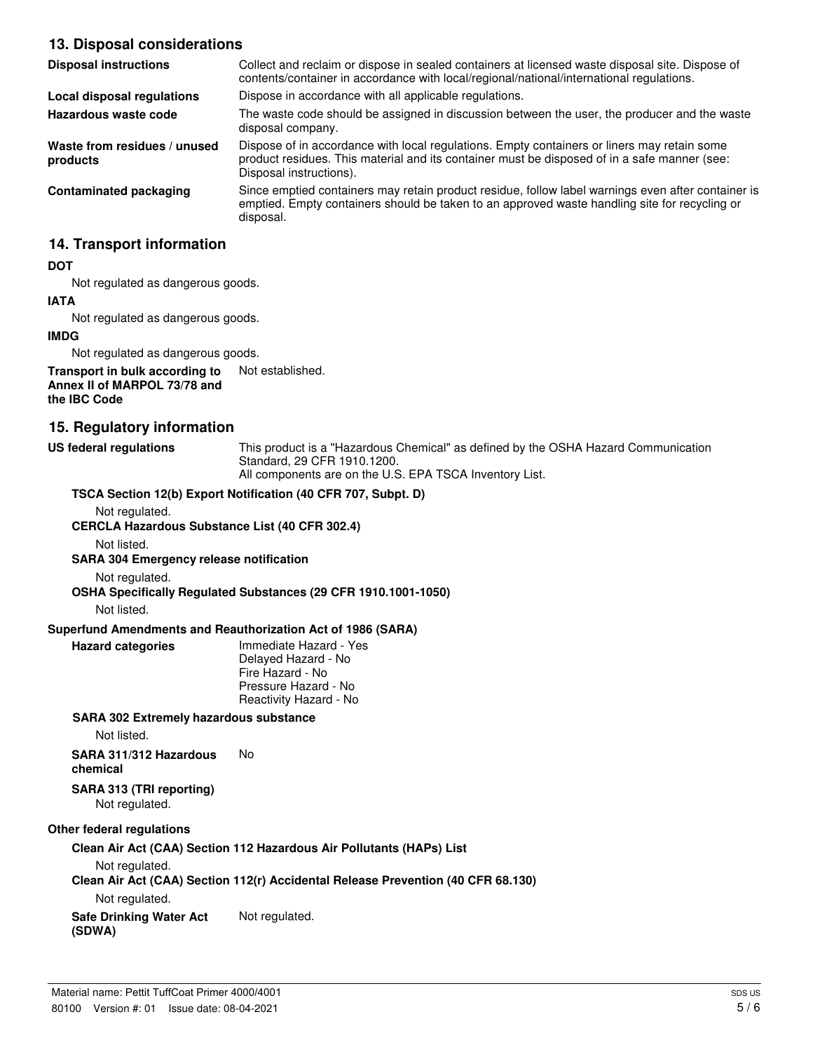## 13. Disposal considerations

**Disposal instructions** Collect and reclaim or dispose in sealed containers at licensed waste disposal site. Dispose of contents/container in accordance with local/regional/national/international regulations.

**Local disposal regulations** Dispose in accordance with all applicable regulations.

**Hazardous waste code** The waste code should be assigned in discussion between the user, the producer and the waste disposal company.

**Waste from residues / unused products** Dispose of in accordance with local regulations. Empty containers or liners may retain some product residues. This material and its container must be disposed of in a safe manner (see: Disposal instructions).

**Contaminated packaging** Since emptied containers may retain product residue, follow label warnings even after container is emptied. Empty containers should be taken to an approved waste handling site for recycling or disposal.

## 14. Transport information

**DOT**

Not regulated as dangerous goods.

**IATA**

Not regulated as dangerous goods.

**IMDG**

Not regulated as dangerous goods.

**Transport in bulk according to Annex II of MARPOL 73/78 and the IBC Code** Not established.

## 15. Regulatory information

**US federal regulations** This product is a "Hazardous Chemical" as defined by the OSHA Hazard Communication Standard, 29 CFR 1910.1200.
All components are on the U.S. EPA TSCA Inventory List.

**TSCA Section 12(b) Export Notification (40 CFR 707, Subpt. D)**

Not regulated.

**CERCLA Hazardous Substance List (40 CFR 302.4)**

Not listed.

**SARA 304 Emergency release notification**

Not regulated.

**OSHA Specifically Regulated Substances (29 CFR 1910.1001-1050)**

Not listed.

**Superfund Amendments and Reauthorization Act of 1986 (SARA)**

**Hazard categories**
Immediate Hazard - Yes
Delayed Hazard - No
Fire Hazard - No
Pressure Hazard - No
Reactivity Hazard - No

**SARA 302 Extremely hazardous substance**

Not listed.

**SARA 311/312 Hazardous chemical** No

**SARA 313 (TRI reporting)**

Not regulated.

**Other federal regulations**

**Clean Air Act (CAA) Section 112 Hazardous Air Pollutants (HAPs) List**

Not regulated.

**Clean Air Act (CAA) Section 112(r) Accidental Release Prevention (40 CFR 68.130)**

Not regulated.

**Safe Drinking Water Act (SDWA)** Not regulated.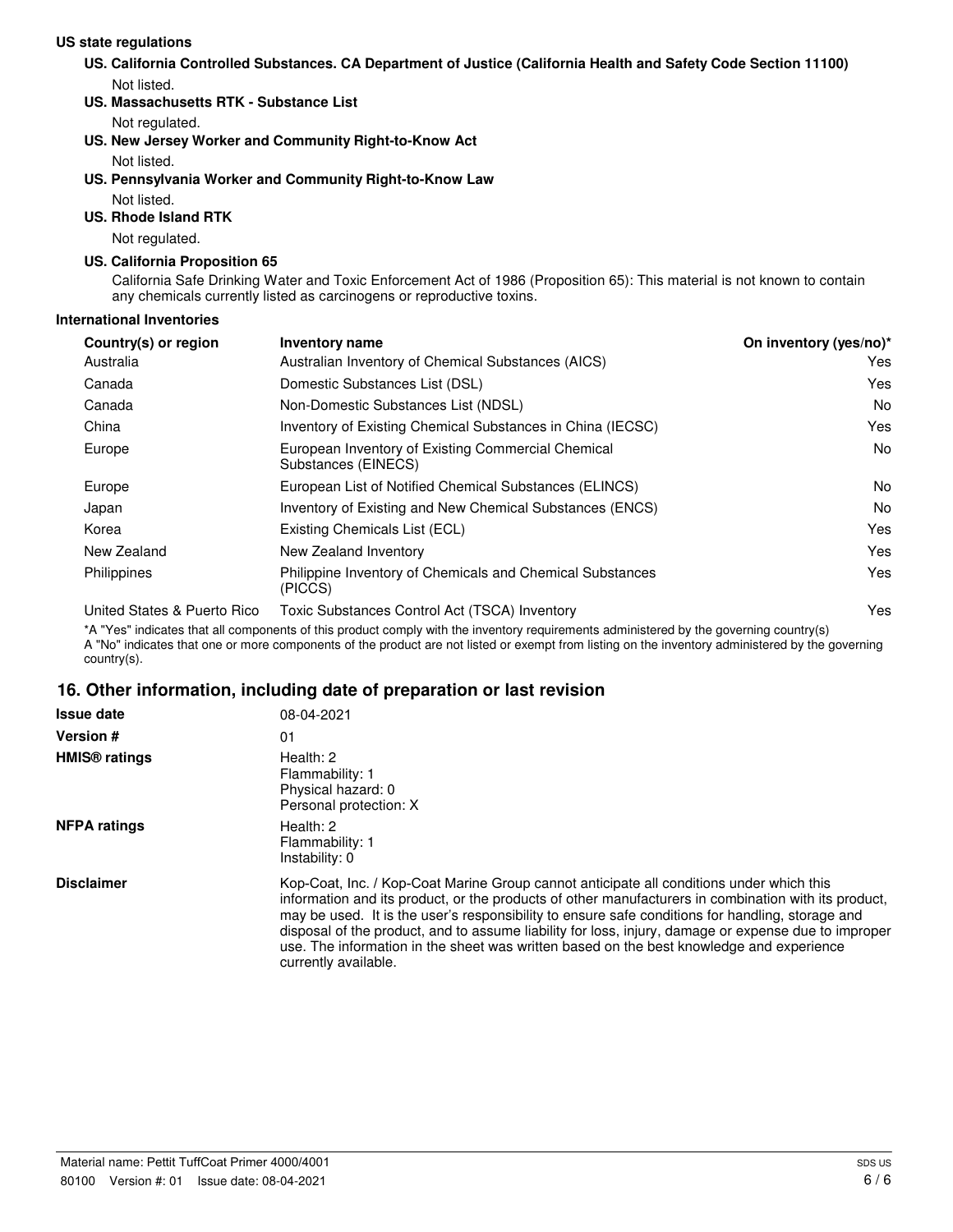**US state regulations**

**US. California Controlled Substances. CA Department of Justice (California Health and Safety Code Section 11100)**

Not listed.

**US. Massachusetts RTK - Substance List**

Not regulated.

**US. New Jersey Worker and Community Right-to-Know Act**

Not listed.

**US. Pennsylvania Worker and Community Right-to-Know Law**

Not listed.

**US. Rhode Island RTK**

Not regulated.

**US. California Proposition 65**

California Safe Drinking Water and Toxic Enforcement Act of 1986 (Proposition 65): This material is not known to contain any chemicals currently listed as carcinogens or reproductive toxins.

**International Inventories**

| Country(s) or region | Inventory name | On inventory (yes/no)* |
|---|---|---|
| Australia | Australian Inventory of Chemical Substances (AICS) | Yes |
| Canada | Domestic Substances List (DSL) | Yes |
| Canada | Non-Domestic Substances List (NDSL) | No |
| China | Inventory of Existing Chemical Substances in China (IECSC) | Yes |
| Europe | European Inventory of Existing Commercial Chemical Substances (EINECS) | No |
| Europe | European List of Notified Chemical Substances (ELINCS) | No |
| Japan | Inventory of Existing and New Chemical Substances (ENCS) | No |
| Korea | Existing Chemicals List (ECL) | Yes |
| New Zealand | New Zealand Inventory | Yes |
| Philippines | Philippine Inventory of Chemicals and Chemical Substances (PICCS) | Yes |
| United States & Puerto Rico | Toxic Substances Control Act (TSCA) Inventory | Yes |

*A "Yes" indicates that all components of this product comply with the inventory requirements administered by the governing country(s)
A "No" indicates that one or more components of the product are not listed or exempt from listing on the inventory administered by the governing country(s).

## 16. Other information, including date of preparation or last revision

**Issue date** 08-04-2021

**Version #** 01

**HMIS® ratings**
Health: 2
Flammability: 1
Physical hazard: 0
Personal protection: X

**NFPA ratings**
Health: 2
Flammability: 1
Instability: 0

**Disclaimer**
Kop-Coat, Inc. / Kop-Coat Marine Group cannot anticipate all conditions under which this information and its product, or the products of other manufacturers in combination with its product, may be used. It is the user's responsibility to ensure safe conditions for handling, storage and disposal of the product, and to assume liability for loss, injury, damage or expense due to improper use. The information in the sheet was written based on the best knowledge and experience currently available.